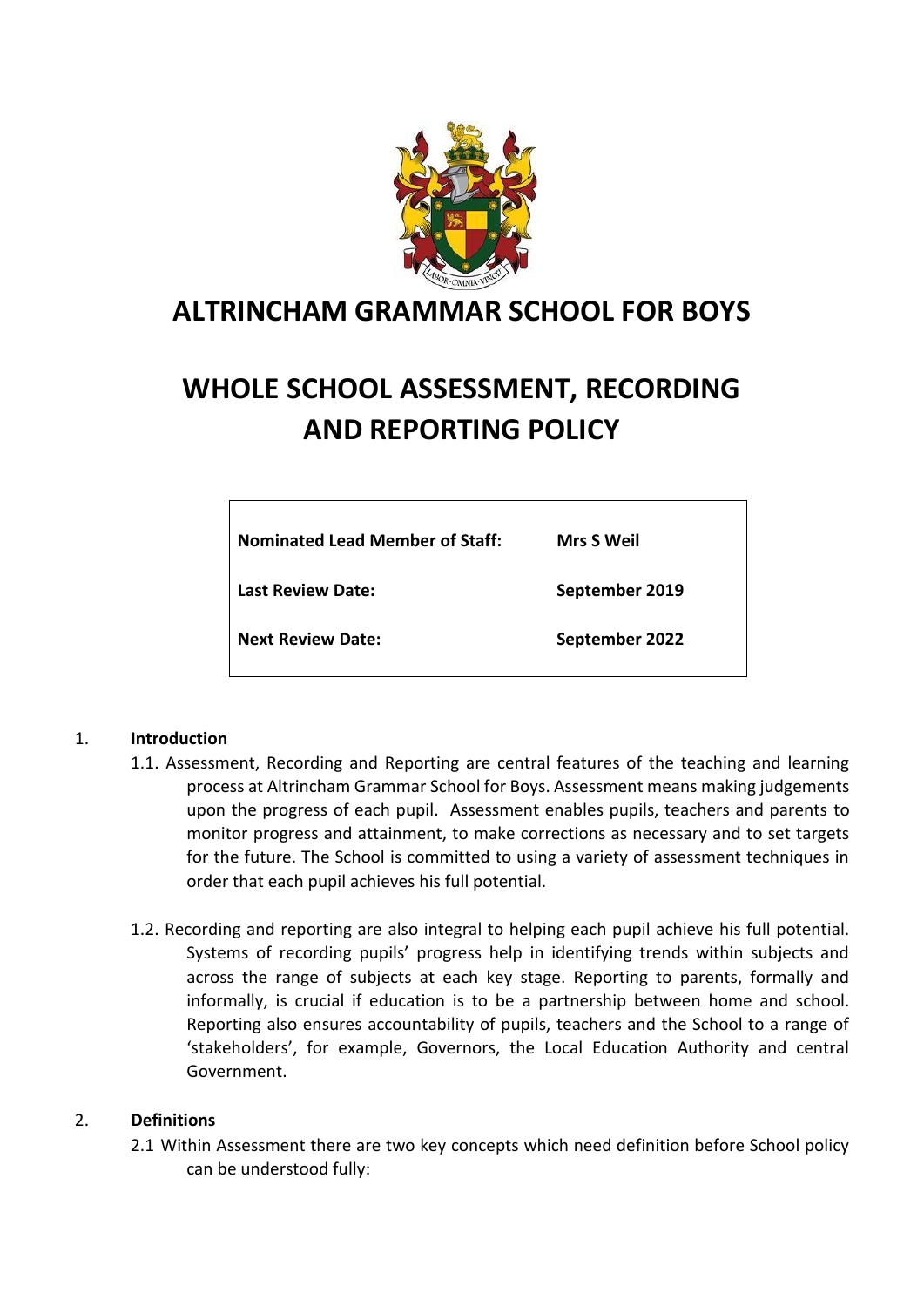# ALTRINCHAM GRAMMAR SCHOOL FOR BOYS

# WHOLE SCHOOL ASSESSMENT, RECORDING AND REPORTING POLICY

| | |
|---|---|
| **Nominated Lead Member of Staff:** | **Mrs S Weil** |
| **Last Review Date:** | **September 2019** |
| **Next Review Date:** | **September 2022** |

1. **Introduction**

1.1. Assessment, Recording and Reporting are central features of the teaching and learning process at Altrincham Grammar School for Boys. Assessment means making judgements upon the progress of each pupil. Assessment enables pupils, teachers and parents to monitor progress and attainment, to make corrections as necessary and to set targets for the future. The School is committed to using a variety of assessment techniques in order that each pupil achieves his full potential.

1.2. Recording and reporting are also integral to helping each pupil achieve his full potential. Systems of recording pupils' progress help in identifying trends within subjects and across the range of subjects at each key stage. Reporting to parents, formally and informally, is crucial if education is to be a partnership between home and school. Reporting also ensures accountability of pupils, teachers and the School to a range of 'stakeholders', for example, Governors, the Local Education Authority and central Government.

2. **Definitions**

2.1 Within Assessment there are two key concepts which need definition before School policy can be understood fully: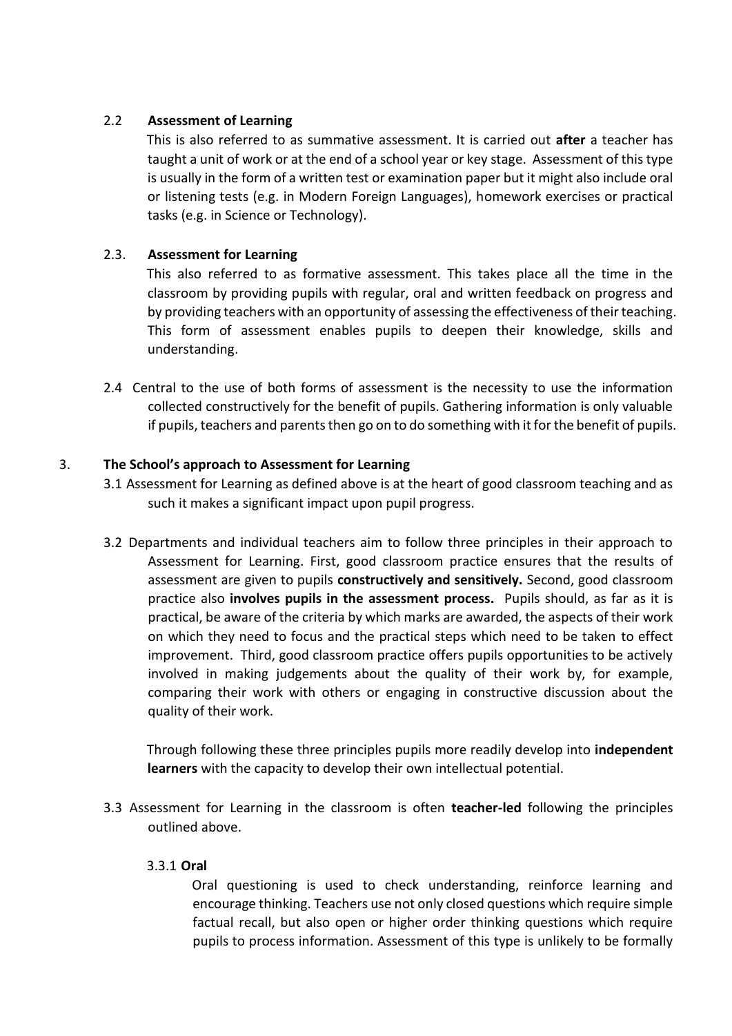### 2.2 Assessment of Learning

This is also referred to as summative assessment. It is carried out **after** a teacher has taught a unit of work or at the end of a school year or key stage. Assessment of this type is usually in the form of a written test or examination paper but it might also include oral or listening tests (e.g. in Modern Foreign Languages), homework exercises or practical tasks (e.g. in Science or Technology).

### 2.3. Assessment for Learning

This also referred to as formative assessment. This takes place all the time in the classroom by providing pupils with regular, oral and written feedback on progress and by providing teachers with an opportunity of assessing the effectiveness of their teaching. This form of assessment enables pupils to deepen their knowledge, skills and understanding.

2.4 Central to the use of both forms of assessment is the necessity to use the information collected constructively for the benefit of pupils. Gathering information is only valuable if pupils, teachers and parents then go on to do something with it for the benefit of pupils.

## 3. The School's approach to Assessment for Learning

3.1 Assessment for Learning as defined above is at the heart of good classroom teaching and as such it makes a significant impact upon pupil progress.

3.2 Departments and individual teachers aim to follow three principles in their approach to Assessment for Learning. First, good classroom practice ensures that the results of assessment are given to pupils **constructively and sensitively.** Second, good classroom practice also **involves pupils in the assessment process.** Pupils should, as far as it is practical, be aware of the criteria by which marks are awarded, the aspects of their work on which they need to focus and the practical steps which need to be taken to effect improvement. Third, good classroom practice offers pupils opportunities to be actively involved in making judgements about the quality of their work by, for example, comparing their work with others or engaging in constructive discussion about the quality of their work.

Through following these three principles pupils more readily develop into **independent learners** with the capacity to develop their own intellectual potential.

3.3 Assessment for Learning in the classroom is often **teacher-led** following the principles outlined above.

#### 3.3.1 Oral

Oral questioning is used to check understanding, reinforce learning and encourage thinking. Teachers use not only closed questions which require simple factual recall, but also open or higher order thinking questions which require pupils to process information. Assessment of this type is unlikely to be formally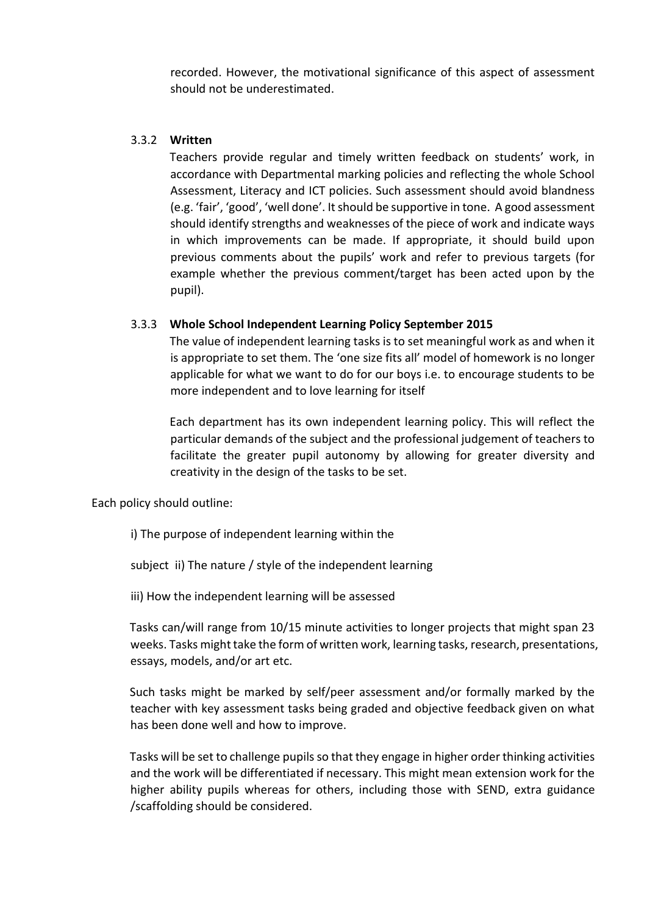recorded. However, the motivational significance of this aspect of assessment should not be underestimated.

#### 3.3.2 **Written**

Teachers provide regular and timely written feedback on students' work, in accordance with Departmental marking policies and reflecting the whole School Assessment, Literacy and ICT policies. Such assessment should avoid blandness (e.g. 'fair', 'good', 'well done'. It should be supportive in tone. A good assessment should identify strengths and weaknesses of the piece of work and indicate ways in which improvements can be made. If appropriate, it should build upon previous comments about the pupils' work and refer to previous targets (for example whether the previous comment/target has been acted upon by the pupil).

#### 3.3.3 **Whole School Independent Learning Policy September 2015**

The value of independent learning tasks is to set meaningful work as and when it is appropriate to set them. The 'one size fits all' model of homework is no longer applicable for what we want to do for our boys i.e. to encourage students to be more independent and to love learning for itself

Each department has its own independent learning policy. This will reflect the particular demands of the subject and the professional judgement of teachers to facilitate the greater pupil autonomy by allowing for greater diversity and creativity in the design of the tasks to be set.

Each policy should outline:

i) The purpose of independent learning within the

subject ii) The nature / style of the independent learning

iii) How the independent learning will be assessed

Tasks can/will range from 10/15 minute activities to longer projects that might span 23 weeks. Tasks might take the form of written work, learning tasks, research, presentations, essays, models, and/or art etc.

Such tasks might be marked by self/peer assessment and/or formally marked by the teacher with key assessment tasks being graded and objective feedback given on what has been done well and how to improve.

Tasks will be set to challenge pupils so that they engage in higher order thinking activities and the work will be differentiated if necessary. This might mean extension work for the higher ability pupils whereas for others, including those with SEND, extra guidance /scaffolding should be considered.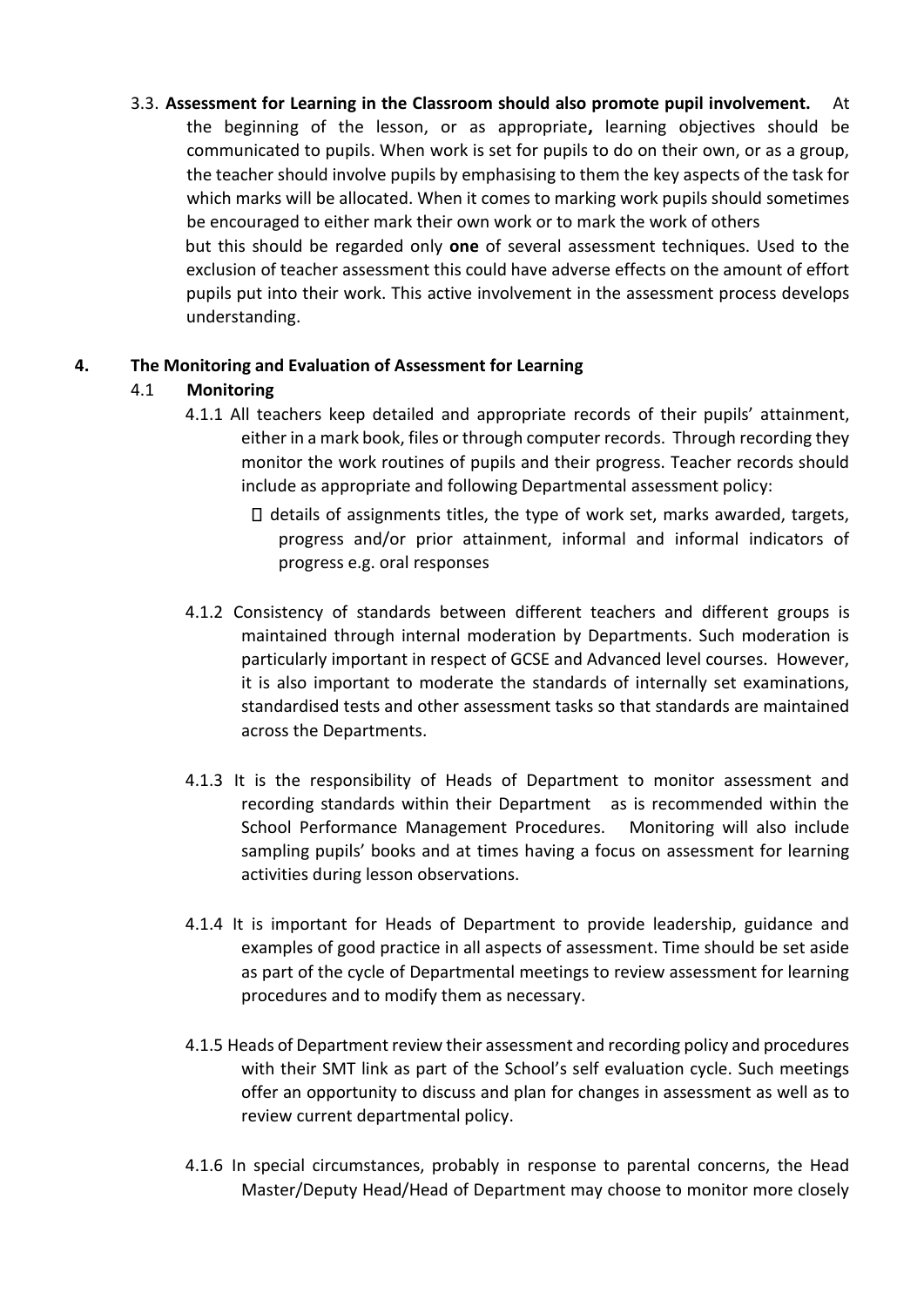3.3. **Assessment for Learning in the Classroom should also promote pupil involvement.** At the beginning of the lesson, or as appropriate**,** learning objectives should be communicated to pupils. When work is set for pupils to do on their own, or as a group, the teacher should involve pupils by emphasising to them the key aspects of the task for which marks will be allocated. When it comes to marking work pupils should sometimes be encouraged to either mark their own work or to mark the work of others but this should be regarded only **one** of several assessment techniques. Used to the exclusion of teacher assessment this could have adverse effects on the amount of effort pupils put into their work. This active involvement in the assessment process develops understanding.

## 4. The Monitoring and Evaluation of Assessment for Learning

### 4.1 Monitoring

4.1.1 All teachers keep detailed and appropriate records of their pupils' attainment, either in a mark book, files or through computer records. Through recording they monitor the work routines of pupils and their progress. Teacher records should include as appropriate and following Departmental assessment policy:

- details of assignments titles, the type of work set, marks awarded, targets, progress and/or prior attainment, informal and informal indicators of progress e.g. oral responses

4.1.2 Consistency of standards between different teachers and different groups is maintained through internal moderation by Departments. Such moderation is particularly important in respect of GCSE and Advanced level courses. However, it is also important to moderate the standards of internally set examinations, standardised tests and other assessment tasks so that standards are maintained across the Departments.

4.1.3 It is the responsibility of Heads of Department to monitor assessment and recording standards within their Department as is recommended within the School Performance Management Procedures. Monitoring will also include sampling pupils' books and at times having a focus on assessment for learning activities during lesson observations.

4.1.4 It is important for Heads of Department to provide leadership, guidance and examples of good practice in all aspects of assessment. Time should be set aside as part of the cycle of Departmental meetings to review assessment for learning procedures and to modify them as necessary.

4.1.5 Heads of Department review their assessment and recording policy and procedures with their SMT link as part of the School's self evaluation cycle. Such meetings offer an opportunity to discuss and plan for changes in assessment as well as to review current departmental policy.

4.1.6 In special circumstances, probably in response to parental concerns, the Head Master/Deputy Head/Head of Department may choose to monitor more closely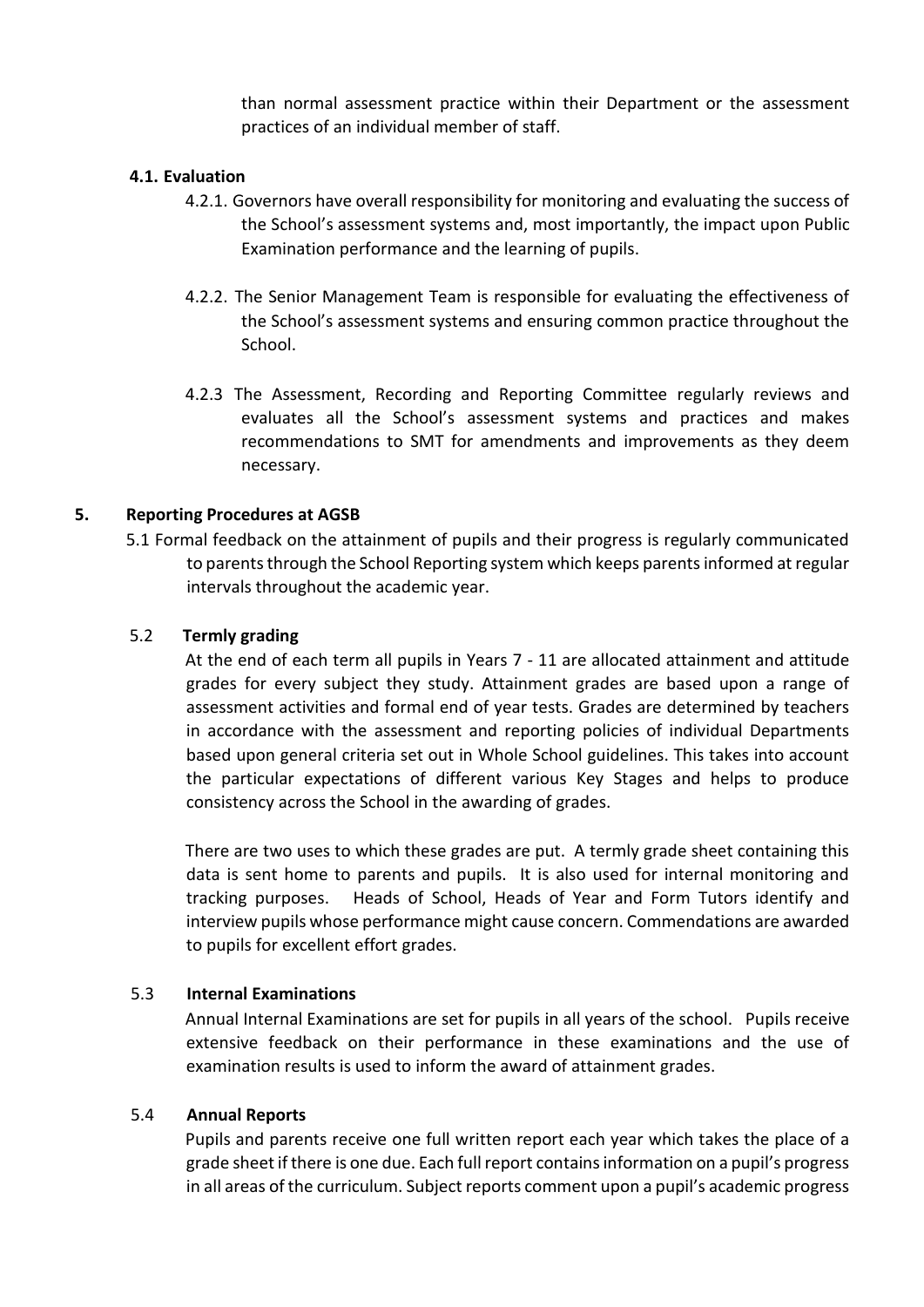than normal assessment practice within their Department or the assessment practices of an individual member of staff.

### 4.1. Evaluation

4.2.1. Governors have overall responsibility for monitoring and evaluating the success of the School's assessment systems and, most importantly, the impact upon Public Examination performance and the learning of pupils.

4.2.2. The Senior Management Team is responsible for evaluating the effectiveness of the School's assessment systems and ensuring common practice throughout the School.

4.2.3 The Assessment, Recording and Reporting Committee regularly reviews and evaluates all the School's assessment systems and practices and makes recommendations to SMT for amendments and improvements as they deem necessary.

## 5. Reporting Procedures at AGSB

5.1 Formal feedback on the attainment of pupils and their progress is regularly communicated to parents through the School Reporting system which keeps parents informed at regular intervals throughout the academic year.

### 5.2 Termly grading

At the end of each term all pupils in Years 7 - 11 are allocated attainment and attitude grades for every subject they study. Attainment grades are based upon a range of assessment activities and formal end of year tests. Grades are determined by teachers in accordance with the assessment and reporting policies of individual Departments based upon general criteria set out in Whole School guidelines. This takes into account the particular expectations of different various Key Stages and helps to produce consistency across the School in the awarding of grades.

There are two uses to which these grades are put. A termly grade sheet containing this data is sent home to parents and pupils. It is also used for internal monitoring and tracking purposes. Heads of School, Heads of Year and Form Tutors identify and interview pupils whose performance might cause concern. Commendations are awarded to pupils for excellent effort grades.

### 5.3 Internal Examinations

Annual Internal Examinations are set for pupils in all years of the school. Pupils receive extensive feedback on their performance in these examinations and the use of examination results is used to inform the award of attainment grades.

### 5.4 Annual Reports

Pupils and parents receive one full written report each year which takes the place of a grade sheet if there is one due. Each full report contains information on a pupil's progress in all areas of the curriculum. Subject reports comment upon a pupil's academic progress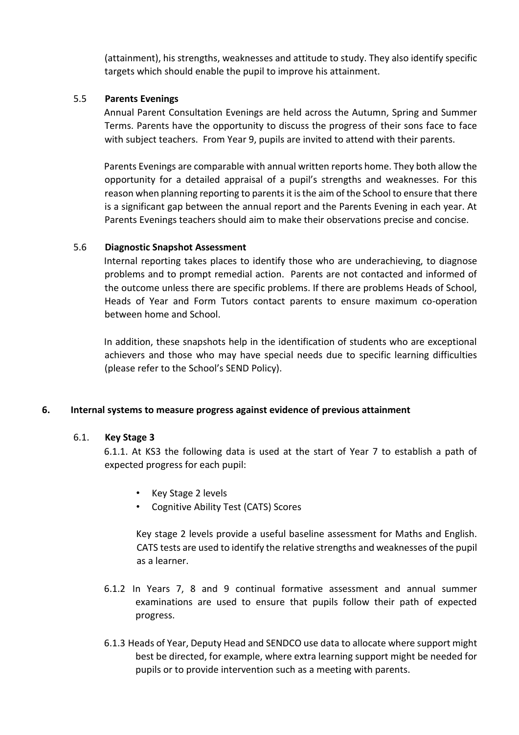(attainment), his strengths, weaknesses and attitude to study. They also identify specific targets which should enable the pupil to improve his attainment.

### 5.5 Parents Evenings

Annual Parent Consultation Evenings are held across the Autumn, Spring and Summer Terms. Parents have the opportunity to discuss the progress of their sons face to face with subject teachers. From Year 9, pupils are invited to attend with their parents.

Parents Evenings are comparable with annual written reports home. They both allow the opportunity for a detailed appraisal of a pupil's strengths and weaknesses. For this reason when planning reporting to parents it is the aim of the School to ensure that there is a significant gap between the annual report and the Parents Evening in each year. At Parents Evenings teachers should aim to make their observations precise and concise.

### 5.6 Diagnostic Snapshot Assessment

Internal reporting takes places to identify those who are underachieving, to diagnose problems and to prompt remedial action. Parents are not contacted and informed of the outcome unless there are specific problems. If there are problems Heads of School, Heads of Year and Form Tutors contact parents to ensure maximum co-operation between home and School.

In addition, these snapshots help in the identification of students who are exceptional achievers and those who may have special needs due to specific learning difficulties (please refer to the School's SEND Policy).

## 6. Internal systems to measure progress against evidence of previous attainment

### 6.1. Key Stage 3

6.1.1. At KS3 the following data is used at the start of Year 7 to establish a path of expected progress for each pupil:

- Key Stage 2 levels
- Cognitive Ability Test (CATS) Scores

Key stage 2 levels provide a useful baseline assessment for Maths and English. CATS tests are used to identify the relative strengths and weaknesses of the pupil as a learner.

6.1.2 In Years 7, 8 and 9 continual formative assessment and annual summer examinations are used to ensure that pupils follow their path of expected progress.

6.1.3 Heads of Year, Deputy Head and SENDCO use data to allocate where support might best be directed, for example, where extra learning support might be needed for pupils or to provide intervention such as a meeting with parents.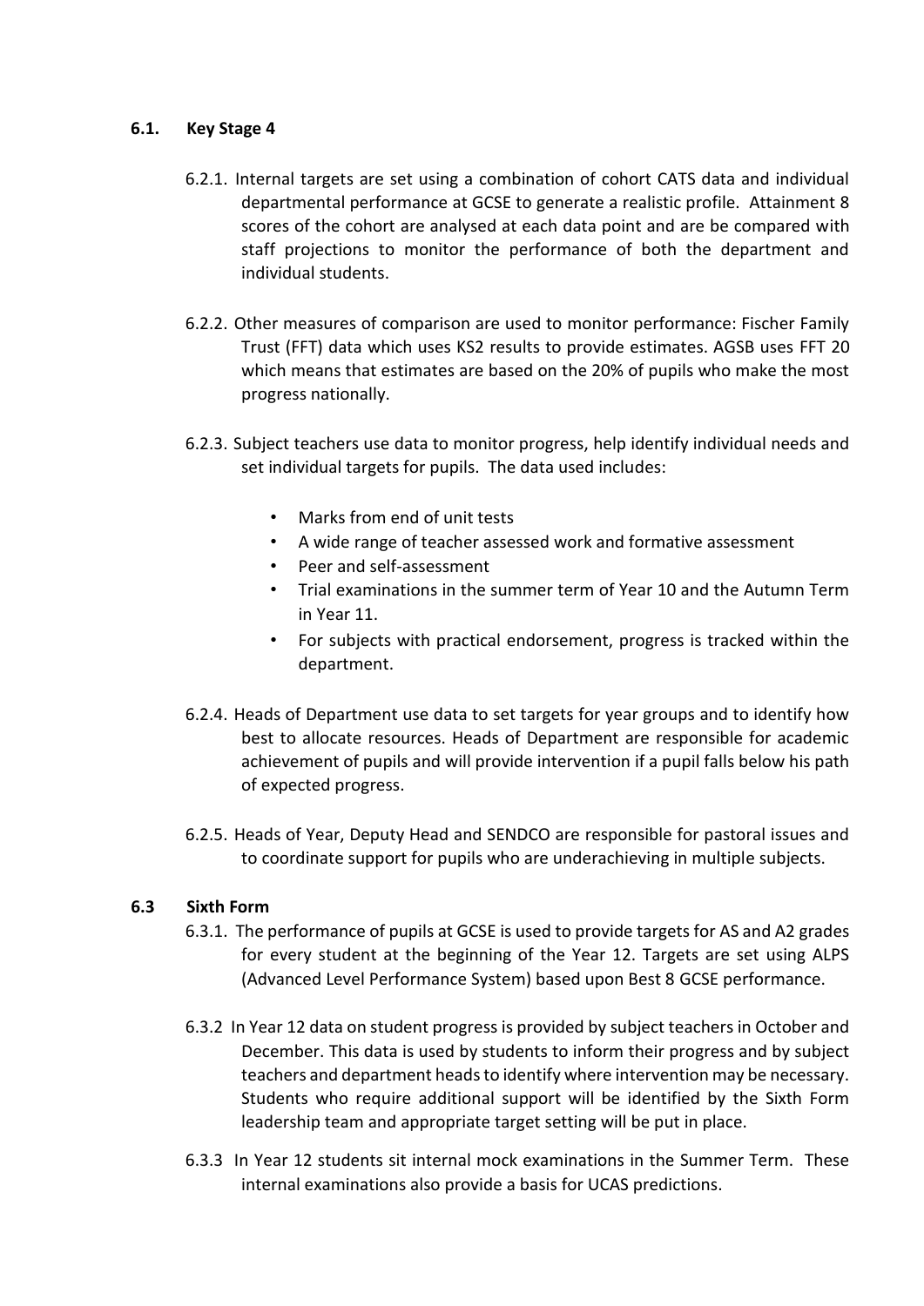### 6.1. Key Stage 4

6.2.1. Internal targets are set using a combination of cohort CATS data and individual departmental performance at GCSE to generate a realistic profile. Attainment 8 scores of the cohort are analysed at each data point and are be compared with staff projections to monitor the performance of both the department and individual students.

6.2.2. Other measures of comparison are used to monitor performance: Fischer Family Trust (FFT) data which uses KS2 results to provide estimates. AGSB uses FFT 20 which means that estimates are based on the 20% of pupils who make the most progress nationally.

6.2.3. Subject teachers use data to monitor progress, help identify individual needs and set individual targets for pupils. The data used includes:

- Marks from end of unit tests
- A wide range of teacher assessed work and formative assessment
- Peer and self-assessment
- Trial examinations in the summer term of Year 10 and the Autumn Term in Year 11.
- For subjects with practical endorsement, progress is tracked within the department.

6.2.4. Heads of Department use data to set targets for year groups and to identify how best to allocate resources. Heads of Department are responsible for academic achievement of pupils and will provide intervention if a pupil falls below his path of expected progress.

6.2.5. Heads of Year, Deputy Head and SENDCO are responsible for pastoral issues and to coordinate support for pupils who are underachieving in multiple subjects.

### 6.3 Sixth Form

6.3.1. The performance of pupils at GCSE is used to provide targets for AS and A2 grades for every student at the beginning of the Year 12. Targets are set using ALPS (Advanced Level Performance System) based upon Best 8 GCSE performance.

6.3.2 In Year 12 data on student progress is provided by subject teachers in October and December. This data is used by students to inform their progress and by subject teachers and department heads to identify where intervention may be necessary. Students who require additional support will be identified by the Sixth Form leadership team and appropriate target setting will be put in place.

6.3.3 In Year 12 students sit internal mock examinations in the Summer Term. These internal examinations also provide a basis for UCAS predictions.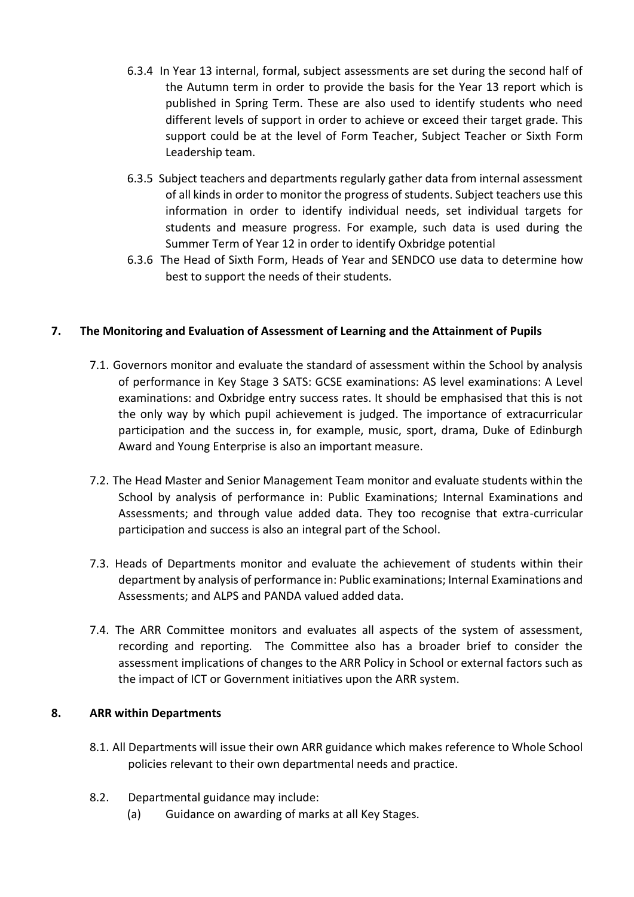6.3.4 In Year 13 internal, formal, subject assessments are set during the second half of the Autumn term in order to provide the basis for the Year 13 report which is published in Spring Term. These are also used to identify students who need different levels of support in order to achieve or exceed their target grade. This support could be at the level of Form Teacher, Subject Teacher or Sixth Form Leadership team.

6.3.5 Subject teachers and departments regularly gather data from internal assessment of all kinds in order to monitor the progress of students. Subject teachers use this information in order to identify individual needs, set individual targets for students and measure progress. For example, such data is used during the Summer Term of Year 12 in order to identify Oxbridge potential

6.3.6 The Head of Sixth Form, Heads of Year and SENDCO use data to determine how best to support the needs of their students.

## 7. The Monitoring and Evaluation of Assessment of Learning and the Attainment of Pupils

7.1. Governors monitor and evaluate the standard of assessment within the School by analysis of performance in Key Stage 3 SATS: GCSE examinations: AS level examinations: A Level examinations: and Oxbridge entry success rates. It should be emphasised that this is not the only way by which pupil achievement is judged. The importance of extracurricular participation and the success in, for example, music, sport, drama, Duke of Edinburgh Award and Young Enterprise is also an important measure.

7.2. The Head Master and Senior Management Team monitor and evaluate students within the School by analysis of performance in: Public Examinations; Internal Examinations and Assessments; and through value added data. They too recognise that extra-curricular participation and success is also an integral part of the School.

7.3. Heads of Departments monitor and evaluate the achievement of students within their department by analysis of performance in: Public examinations; Internal Examinations and Assessments; and ALPS and PANDA valued added data.

7.4. The ARR Committee monitors and evaluates all aspects of the system of assessment, recording and reporting. The Committee also has a broader brief to consider the assessment implications of changes to the ARR Policy in School or external factors such as the impact of ICT or Government initiatives upon the ARR system.

## 8. ARR within Departments

8.1. All Departments will issue their own ARR guidance which makes reference to Whole School policies relevant to their own departmental needs and practice.

8.2. Departmental guidance may include:

(a) Guidance on awarding of marks at all Key Stages.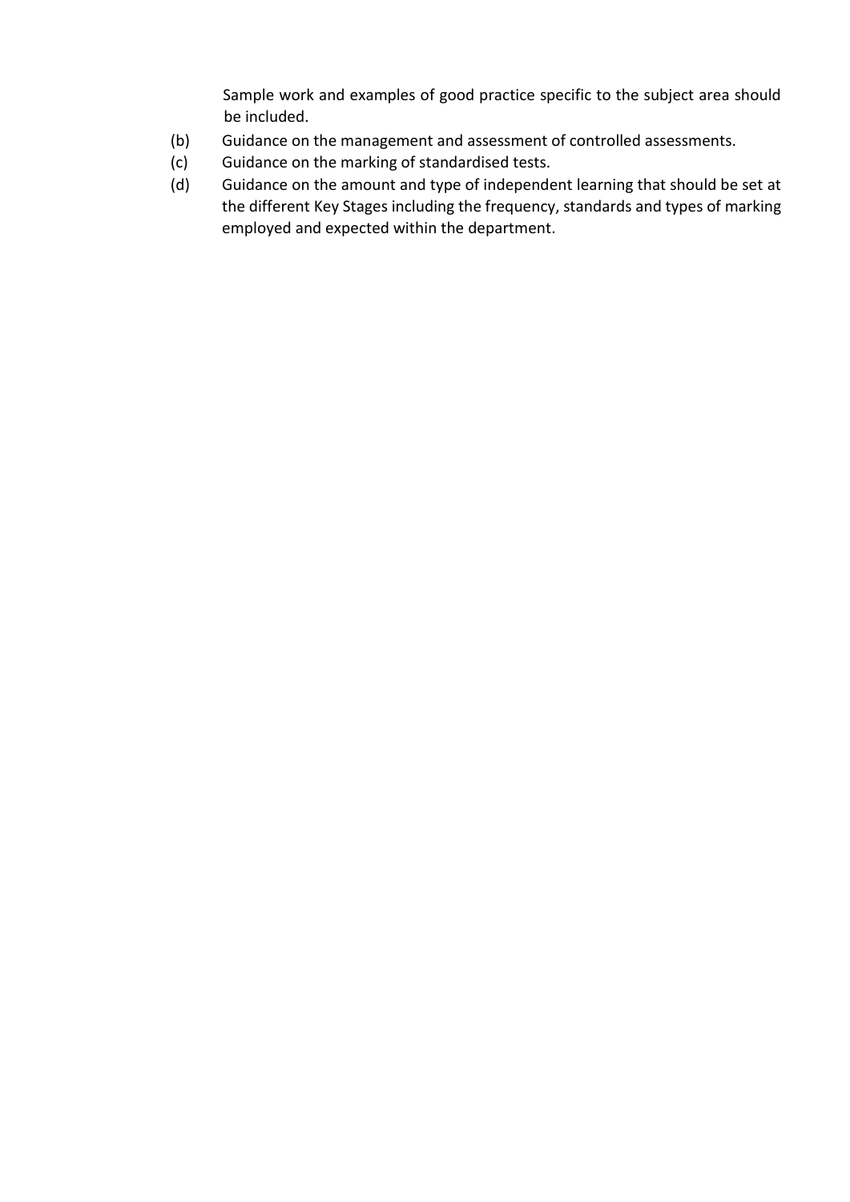Sample work and examples of good practice specific to the subject area should be included.

(b) Guidance on the management and assessment of controlled assessments.

(c) Guidance on the marking of standardised tests.

(d) Guidance on the amount and type of independent learning that should be set at the different Key Stages including the frequency, standards and types of marking employed and expected within the department.